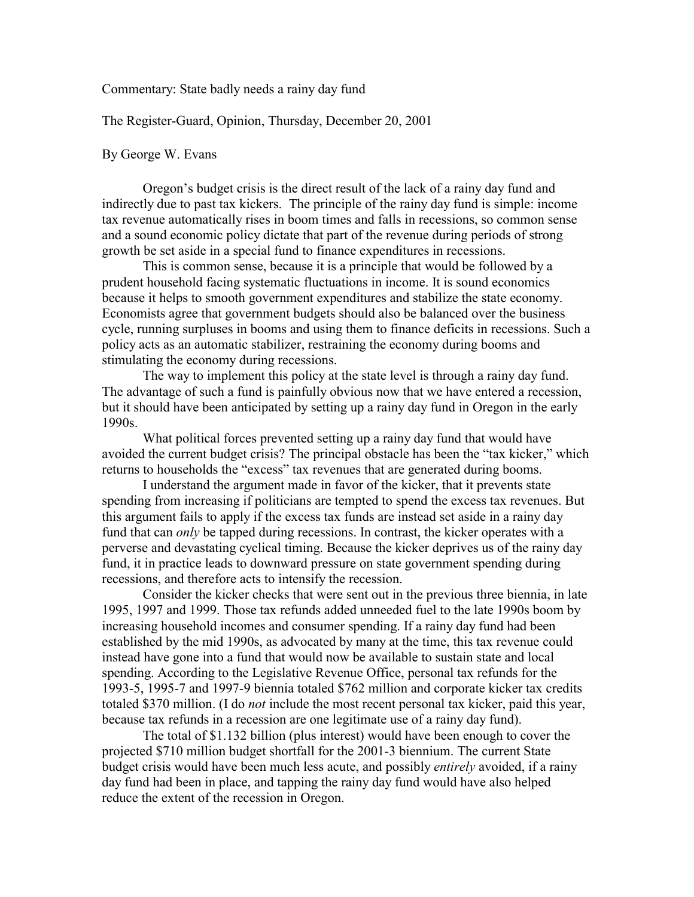Commentary: State badly needs a rainy day fund

The Register-Guard, Opinion, Thursday, December 20, 2001

By George W. Evans

Oregon's budget crisis is the direct result of the lack of a rainy day fund and indirectly due to past tax kickers. The principle of the rainy day fund is simple: income tax revenue automatically rises in boom times and falls in recessions, so common sense and a sound economic policy dictate that part of the revenue during periods of strong growth be set aside in a special fund to finance expenditures in recessions.

This is common sense, because it is a principle that would be followed by a prudent household facing systematic fluctuations in income. It is sound economics because it helps to smooth government expenditures and stabilize the state economy. Economists agree that government budgets should also be balanced over the business cycle, running surpluses in booms and using them to finance deficits in recessions. Such a policy acts as an automatic stabilizer, restraining the economy during booms and stimulating the economy during recessions.

The way to implement this policy at the state level is through a rainy day fund. The advantage of such a fund is painfully obvious now that we have entered a recession, but it should have been anticipated by setting up a rainy day fund in Oregon in the early 1990s.

What political forces prevented setting up a rainy day fund that would have avoided the current budget crisis? The principal obstacle has been the "tax kicker," which returns to households the "excess" tax revenues that are generated during booms.

I understand the argument made in favor of the kicker, that it prevents state spending from increasing if politicians are tempted to spend the excess tax revenues. But this argument fails to apply if the excess tax funds are instead set aside in a rainy day fund that can *only* be tapped during recessions. In contrast, the kicker operates with a perverse and devastating cyclical timing. Because the kicker deprives us of the rainy day fund, it in practice leads to downward pressure on state government spending during recessions, and therefore acts to intensify the recession.

Consider the kicker checks that were sent out in the previous three biennia, in late 1995, 1997 and 1999. Those tax refunds added unneeded fuel to the late 1990s boom by increasing household incomes and consumer spending. If a rainy day fund had been established by the mid 1990s, as advocated by many at the time, this tax revenue could instead have gone into a fund that would now be available to sustain state and local spending. According to the Legislative Revenue Office, personal tax refunds for the 1993-5, 1995-7 and 1997-9 biennia totaled $762 million and corporate kicker tax credits totaled $370 million. (I do *not* include the most recent personal tax kicker, paid this year, because tax refunds in a recession are one legitimate use of a rainy day fund).

The total of $1.132 billion (plus interest) would have been enough to cover the projected $710 million budget shortfall for the 2001-3 biennium. The current State budget crisis would have been much less acute, and possibly *entirely* avoided, if a rainy day fund had been in place, and tapping the rainy day fund would have also helped reduce the extent of the recession in Oregon.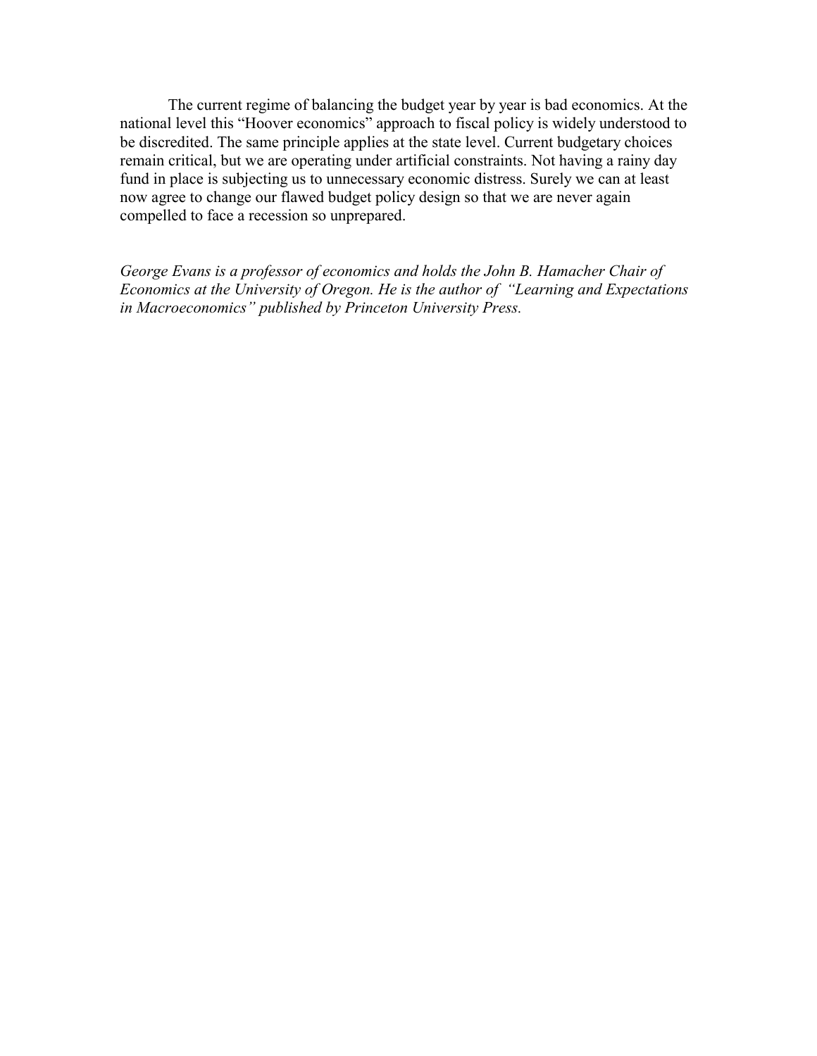The current regime of balancing the budget year by year is bad economics. At the national level this "Hoover economics" approach to fiscal policy is widely understood to be discredited. The same principle applies at the state level. Current budgetary choices remain critical, but we are operating under artificial constraints. Not having a rainy day fund in place is subjecting us to unnecessary economic distress. Surely we can at least now agree to change our flawed budget policy design so that we are never again compelled to face a recession so unprepared.

*George Evans is a professor of economics and holds the John B. Hamacher Chair of Economics at the University of Oregon. He is the author of "Learning and Expectations in Macroeconomics" published by Princeton University Press.*